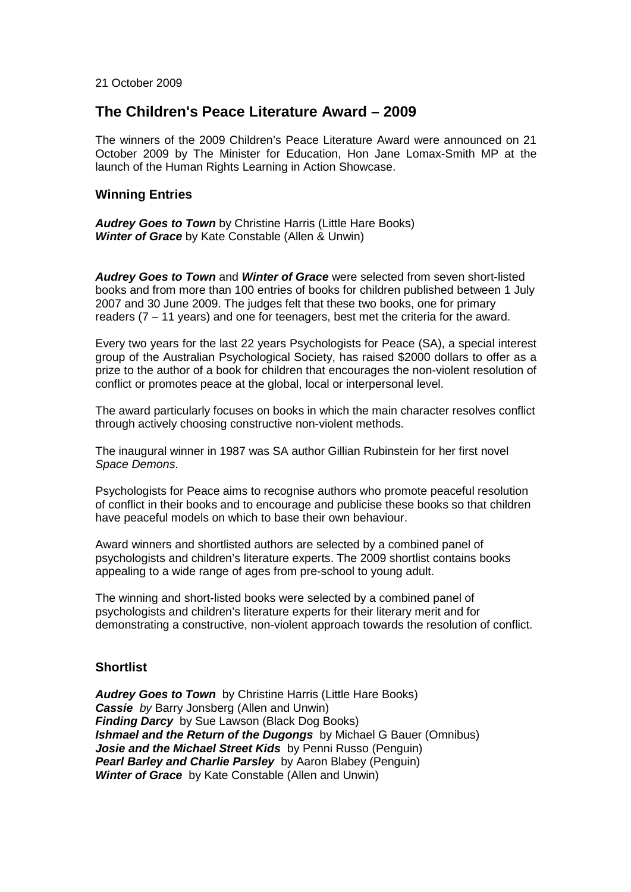21 October 2009

## The Children's Peace Literature Award – 2009

The winners of the 2009 Children's Peace Literature Award were announced on 21 October 2009 by The Minister for Education, Hon Jane Lomax-Smith MP at the launch of the Human Rights Learning in Action Showcase.

### Winning Entries

***Audrey Goes to Town*** by Christine Harris (Little Hare Books)
***Winter of Grace*** by Kate Constable (Allen & Unwin)

***Audrey Goes to Town*** and ***Winter of Grace*** were selected from seven short-listed books and from more than 100 entries of books for children published between 1 July 2007 and 30 June 2009. The judges felt that these two books, one for primary readers (7 – 11 years) and one for teenagers, best met the criteria for the award.

Every two years for the last 22 years Psychologists for Peace (SA), a special interest group of the Australian Psychological Society, has raised $2000 dollars to offer as a prize to the author of a book for children that encourages the non-violent resolution of conflict or promotes peace at the global, local or interpersonal level.

The award particularly focuses on books in which the main character resolves conflict through actively choosing constructive non-violent methods.

The inaugural winner in 1987 was SA author Gillian Rubinstein for her first novel *Space Demons*.

Psychologists for Peace aims to recognise authors who promote peaceful resolution of conflict in their books and to encourage and publicise these books so that children have peaceful models on which to base their own behaviour.

Award winners and shortlisted authors are selected by a combined panel of psychologists and children's literature experts. The 2009 shortlist contains books appealing to a wide range of ages from pre-school to young adult.

The winning and short-listed books were selected by a combined panel of psychologists and children's literature experts for their literary merit and for demonstrating a constructive, non-violent approach towards the resolution of conflict.

### Shortlist

***Audrey Goes to Town*** by Christine Harris (Little Hare Books)
***Cassie*** *by* Barry Jonsberg (Allen and Unwin)
***Finding Darcy*** by Sue Lawson (Black Dog Books)
***Ishmael and the Return of the Dugongs*** by Michael G Bauer (Omnibus)
***Josie and the Michael Street Kids*** by Penni Russo (Penguin)
***Pearl Barley and Charlie Parsley*** by Aaron Blabey (Penguin)
***Winter of Grace*** by Kate Constable (Allen and Unwin)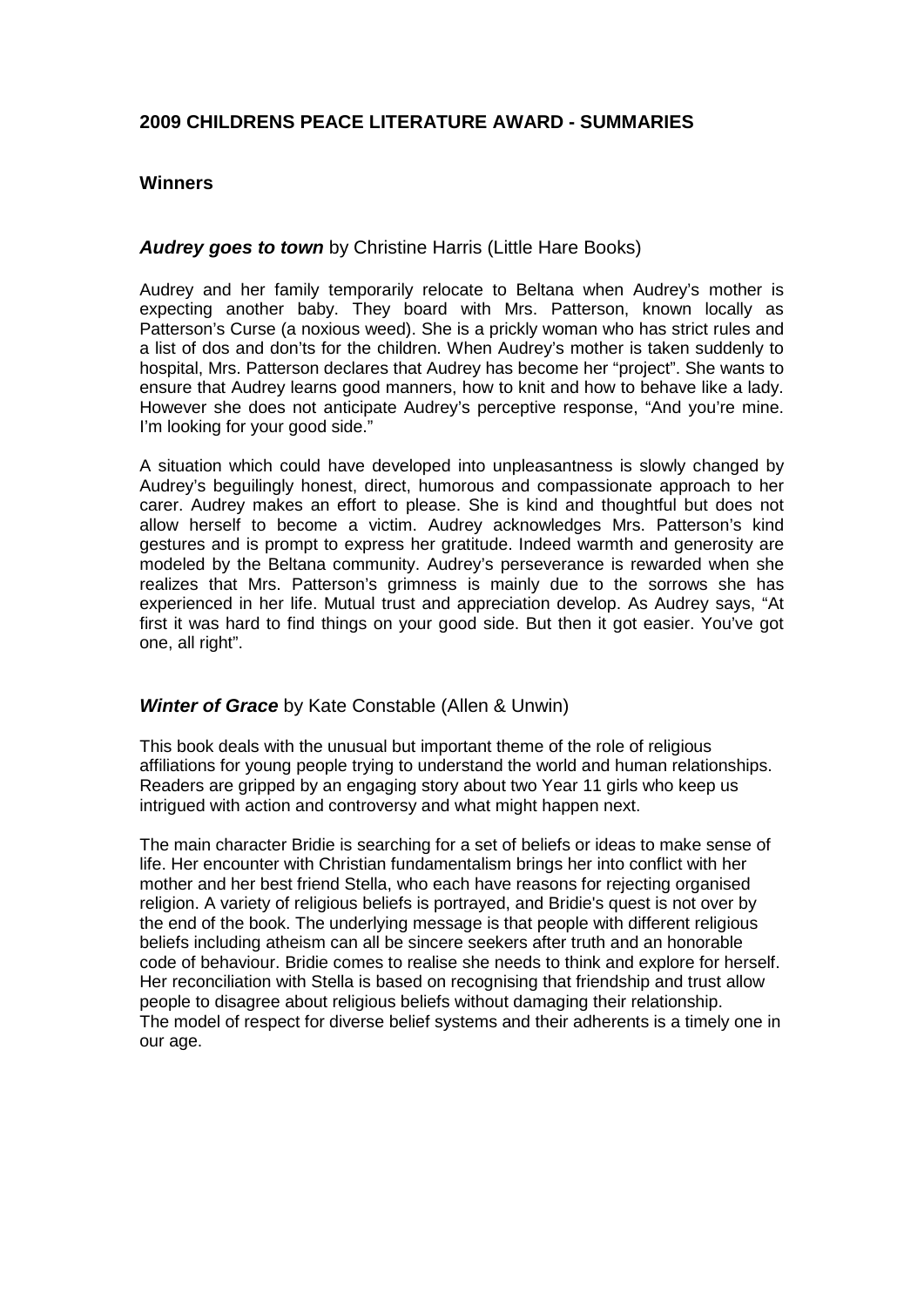## 2009 CHILDRENS PEACE LITERATURE AWARD - SUMMARIES

### Winners

***Audrey goes to town*** by Christine Harris (Little Hare Books)

Audrey and her family temporarily relocate to Beltana when Audrey's mother is expecting another baby. They board with Mrs. Patterson, known locally as Patterson's Curse (a noxious weed). She is a prickly woman who has strict rules and a list of dos and don'ts for the children. When Audrey's mother is taken suddenly to hospital, Mrs. Patterson declares that Audrey has become her "project". She wants to ensure that Audrey learns good manners, how to knit and how to behave like a lady. However she does not anticipate Audrey's perceptive response, "And you're mine. I'm looking for your good side."

A situation which could have developed into unpleasantness is slowly changed by Audrey's beguilingly honest, direct, humorous and compassionate approach to her carer. Audrey makes an effort to please. She is kind and thoughtful but does not allow herself to become a victim. Audrey acknowledges Mrs. Patterson's kind gestures and is prompt to express her gratitude. Indeed warmth and generosity are modeled by the Beltana community. Audrey's perseverance is rewarded when she realizes that Mrs. Patterson's grimness is mainly due to the sorrows she has experienced in her life. Mutual trust and appreciation develop. As Audrey says, "At first it was hard to find things on your good side. But then it got easier. You've got one, all right".

***Winter of Grace*** by Kate Constable (Allen & Unwin)

This book deals with the unusual but important theme of the role of religious affiliations for young people trying to understand the world and human relationships. Readers are gripped by an engaging story about two Year 11 girls who keep us intrigued with action and controversy and what might happen next.

The main character Bridie is searching for a set of beliefs or ideas to make sense of life. Her encounter with Christian fundamentalism brings her into conflict with her mother and her best friend Stella, who each have reasons for rejecting organised religion. A variety of religious beliefs is portrayed, and Bridie's quest is not over by the end of the book. The underlying message is that people with different religious beliefs including atheism can all be sincere seekers after truth and an honorable code of behaviour. Bridie comes to realise she needs to think and explore for herself. Her reconciliation with Stella is based on recognising that friendship and trust allow people to disagree about religious beliefs without damaging their relationship.
The model of respect for diverse belief systems and their adherents is a timely one in our age.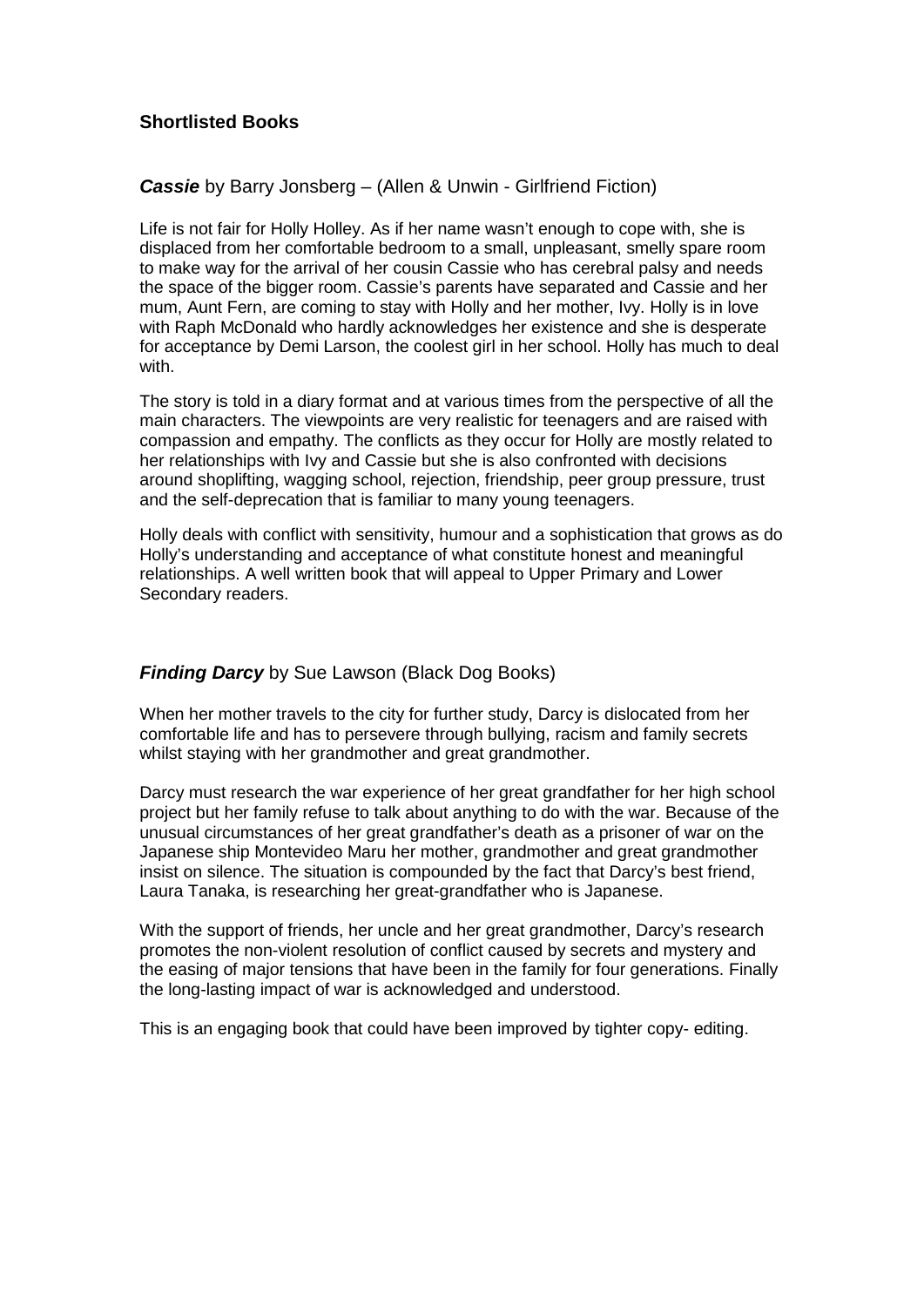### Shortlisted Books

***Cassie*** by Barry Jonsberg – (Allen & Unwin - Girlfriend Fiction)

Life is not fair for Holly Holley. As if her name wasn't enough to cope with, she is displaced from her comfortable bedroom to a small, unpleasant, smelly spare room to make way for the arrival of her cousin Cassie who has cerebral palsy and needs the space of the bigger room. Cassie's parents have separated and Cassie and her mum, Aunt Fern, are coming to stay with Holly and her mother, Ivy. Holly is in love with Raph McDonald who hardly acknowledges her existence and she is desperate for acceptance by Demi Larson, the coolest girl in her school. Holly has much to deal with.

The story is told in a diary format and at various times from the perspective of all the main characters. The viewpoints are very realistic for teenagers and are raised with compassion and empathy. The conflicts as they occur for Holly are mostly related to her relationships with Ivy and Cassie but she is also confronted with decisions around shoplifting, wagging school, rejection, friendship, peer group pressure, trust and the self-deprecation that is familiar to many young teenagers.

Holly deals with conflict with sensitivity, humour and a sophistication that grows as do Holly's understanding and acceptance of what constitute honest and meaningful relationships. A well written book that will appeal to Upper Primary and Lower Secondary readers.

***Finding Darcy*** by Sue Lawson (Black Dog Books)

When her mother travels to the city for further study, Darcy is dislocated from her comfortable life and has to persevere through bullying, racism and family secrets whilst staying with her grandmother and great grandmother.

Darcy must research the war experience of her great grandfather for her high school project but her family refuse to talk about anything to do with the war. Because of the unusual circumstances of her great grandfather's death as a prisoner of war on the Japanese ship Montevideo Maru her mother, grandmother and great grandmother insist on silence. The situation is compounded by the fact that Darcy's best friend, Laura Tanaka, is researching her great-grandfather who is Japanese.

With the support of friends, her uncle and her great grandmother, Darcy's research promotes the non-violent resolution of conflict caused by secrets and mystery and the easing of major tensions that have been in the family for four generations. Finally the long-lasting impact of war is acknowledged and understood.

This is an engaging book that could have been improved by tighter copy- editing.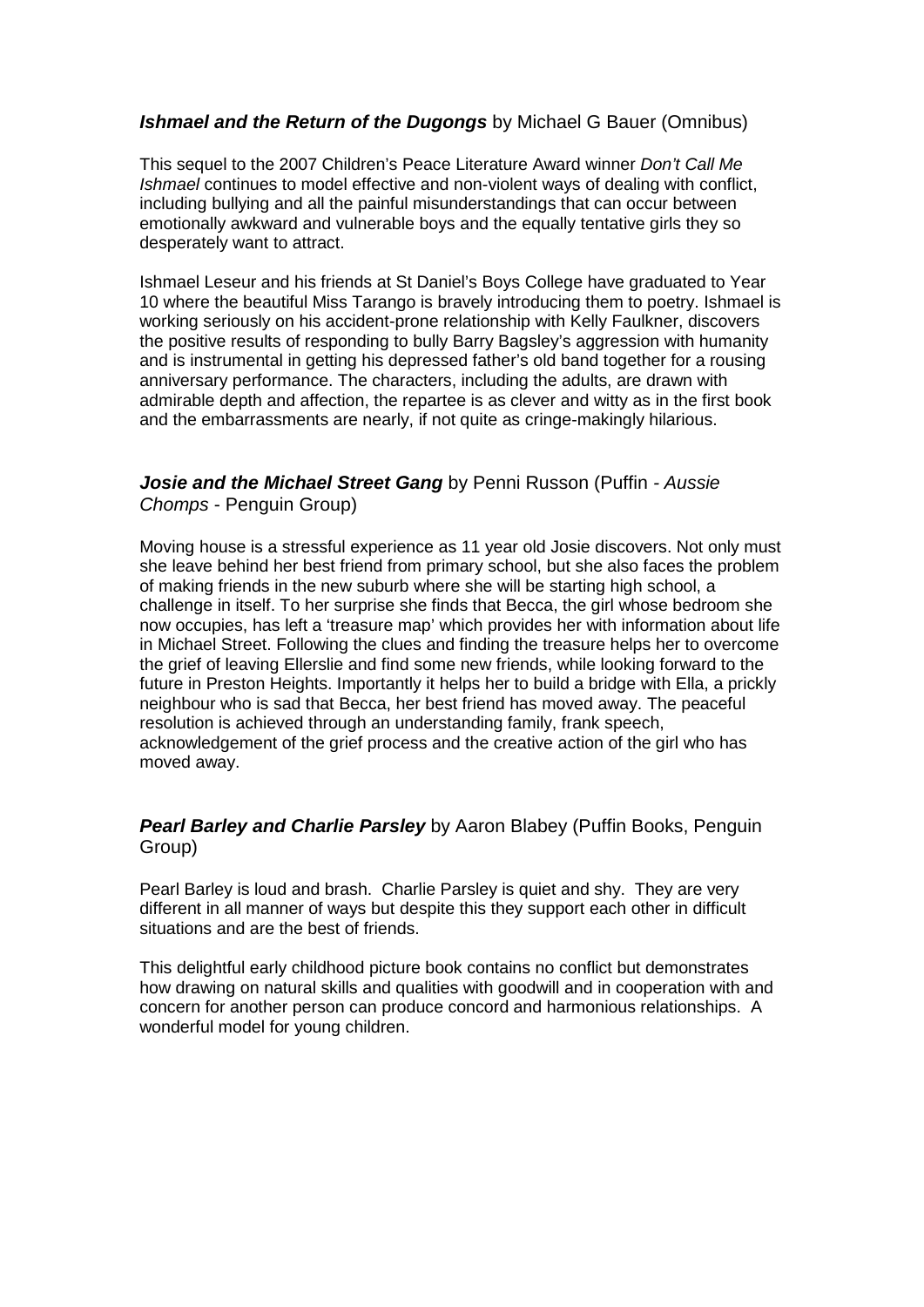***Ishmael and the Return of the Dugongs*** by Michael G Bauer (Omnibus)

This sequel to the 2007 Children's Peace Literature Award winner *Don't Call Me Ishmael* continues to model effective and non-violent ways of dealing with conflict, including bullying and all the painful misunderstandings that can occur between emotionally awkward and vulnerable boys and the equally tentative girls they so desperately want to attract.

Ishmael Leseur and his friends at St Daniel's Boys College have graduated to Year 10 where the beautiful Miss Tarango is bravely introducing them to poetry. Ishmael is working seriously on his accident-prone relationship with Kelly Faulkner, discovers the positive results of responding to bully Barry Bagsley's aggression with humanity and is instrumental in getting his depressed father's old band together for a rousing anniversary performance. The characters, including the adults, are drawn with admirable depth and affection, the repartee is as clever and witty as in the first book and the embarrassments are nearly, if not quite as cringe-makingly hilarious.

***Josie and the Michael Street Gang*** by Penni Russon (Puffin - *Aussie Chomps* - Penguin Group)

Moving house is a stressful experience as 11 year old Josie discovers. Not only must she leave behind her best friend from primary school, but she also faces the problem of making friends in the new suburb where she will be starting high school, a challenge in itself. To her surprise she finds that Becca, the girl whose bedroom she now occupies, has left a 'treasure map' which provides her with information about life in Michael Street. Following the clues and finding the treasure helps her to overcome the grief of leaving Ellerslie and find some new friends, while looking forward to the future in Preston Heights. Importantly it helps her to build a bridge with Ella, a prickly neighbour who is sad that Becca, her best friend has moved away. The peaceful resolution is achieved through an understanding family, frank speech, acknowledgement of the grief process and the creative action of the girl who has moved away.

***Pearl Barley and Charlie Parsley*** by Aaron Blabey (Puffin Books, Penguin Group)

Pearl Barley is loud and brash. Charlie Parsley is quiet and shy. They are very different in all manner of ways but despite this they support each other in difficult situations and are the best of friends.

This delightful early childhood picture book contains no conflict but demonstrates how drawing on natural skills and qualities with goodwill and in cooperation with and concern for another person can produce concord and harmonious relationships. A wonderful model for young children.